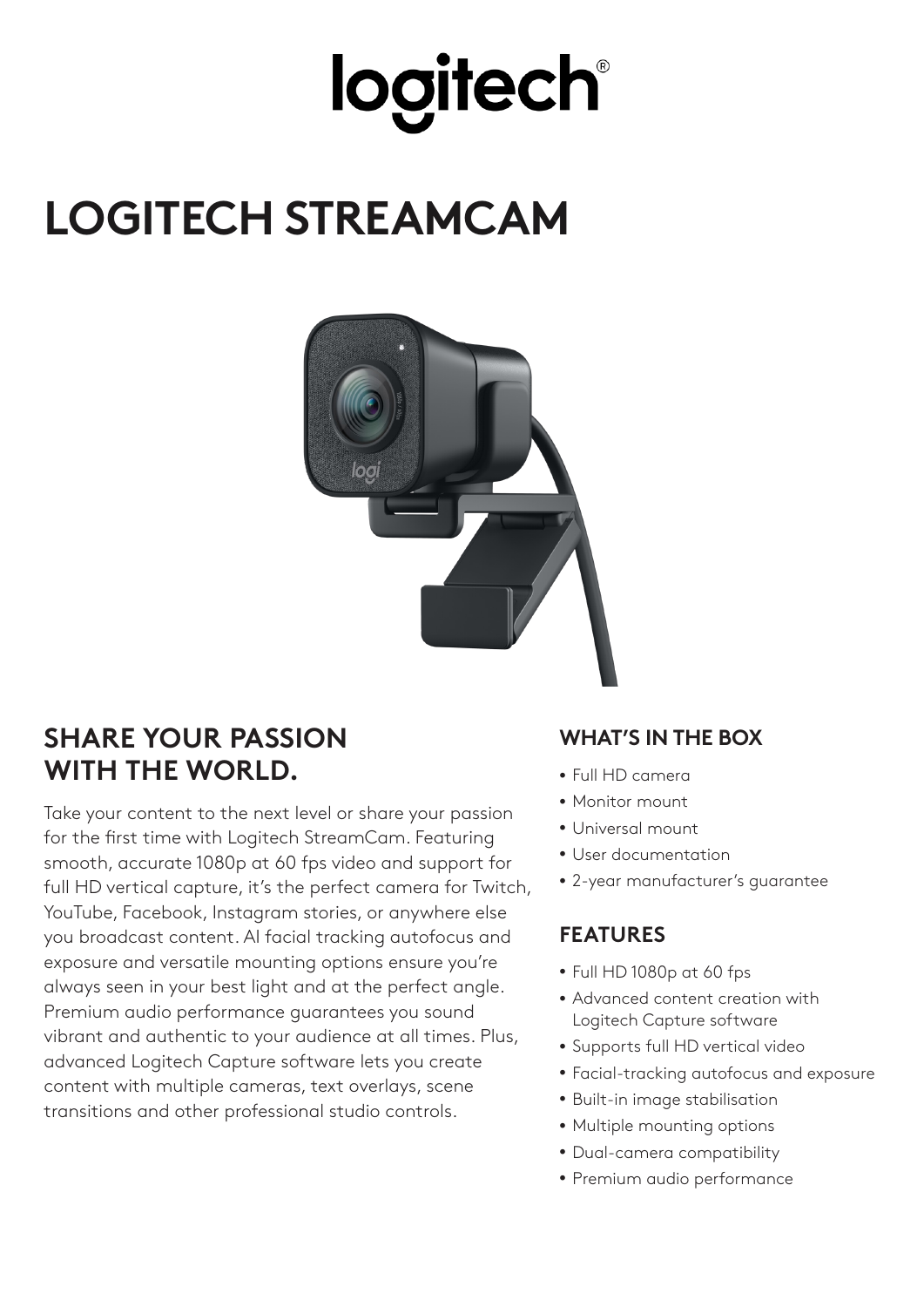logitech

# LOGITECH STREAMCAM

## SHARE YOUR PASSION WITH THE WORLD.

Take your content to the next level or share your passion for the first time with Logitech StreamCam. Featuring smooth, accurate 1080p at 60 fps video and support for full HD vertical capture, it's the perfect camera for Twitch, YouTube, Facebook, Instagram stories, or anywhere else you broadcast content. AI facial tracking autofocus and exposure and versatile mounting options ensure you're always seen in your best light and at the perfect angle. Premium audio performance guarantees you sound vibrant and authentic to your audience at all times. Plus, advanced Logitech Capture software lets you create content with multiple cameras, text overlays, scene transitions and other professional studio controls.

### WHAT'S IN THE BOX

- Full HD camera
- Monitor mount
- Universal mount
- User documentation
- 2-year manufacturer's guarantee

### FEATURES

- Full HD 1080p at 60 fps
- Advanced content creation with Logitech Capture software
- Supports full HD vertical video
- Facial-tracking autofocus and exposure
- Built-in image stabilisation
- Multiple mounting options
- Dual-camera compatibility
- Premium audio performance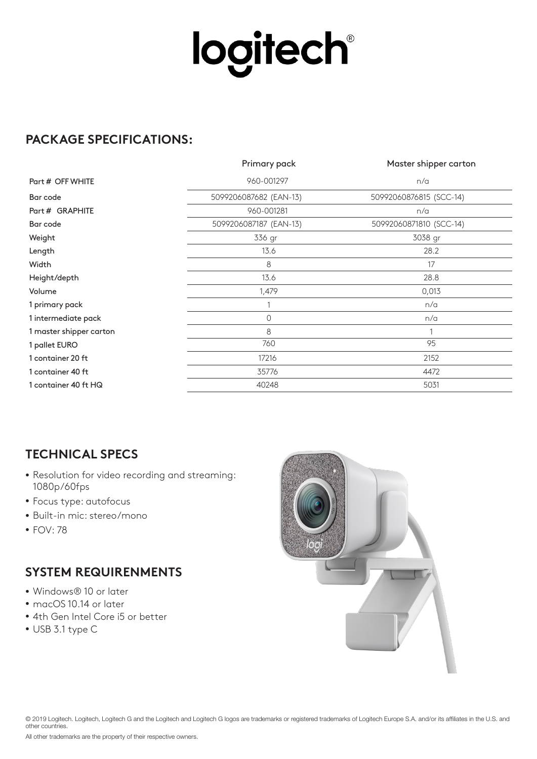# logitech®

## PACKAGE SPECIFICATIONS:

| | Primary pack | Master shipper carton |
|---|---|---|
| Part # OFF WHITE | 960-001297 | n/a |
| Bar code | 5099206087682 (EAN-13) | 50992060876815 (SCC-14) |
| Part # GRAPHITE | 960-001281 | n/a |
| Bar code | 5099206087187 (EAN-13) | 50992060871810 (SCC-14) |
| Weight | 336 gr | 3038 gr |
| Length | 13.6 | 28.2 |
| Width | 8 | 17 |
| Height/depth | 13.6 | 28.8 |
| Volume | 1,479 | 0,013 |
| 1 primary pack | 1 | n/a |
| 1 intermediate pack | 0 | n/a |
| 1 master shipper carton | 8 | 1 |
| 1 pallet EURO | 760 | 95 |
| 1 container 20 ft | 17216 | 2152 |
| 1 container 40 ft | 35776 | 4472 |
| 1 container 40 ft HQ | 40248 | 5031 |

## TECHNICAL SPECS

- Resolution for video recording and streaming: 1080p/60fps
- Focus type: autofocus
- Built-in mic: stereo/mono
- FOV: 78

## SYSTEM REQUIRENMENTS

- Windows® 10 or later
- macOS 10.14 or later
- 4th Gen Intel Core i5 or better
- USB 3.1 type C

© 2019 Logitech. Logitech, Logitech G and the Logitech and Logitech G logos are trademarks or registered trademarks of Logitech Europe S.A. and/or its affiliates in the U.S. and other countries.

All other trademarks are the property of their respective owners.